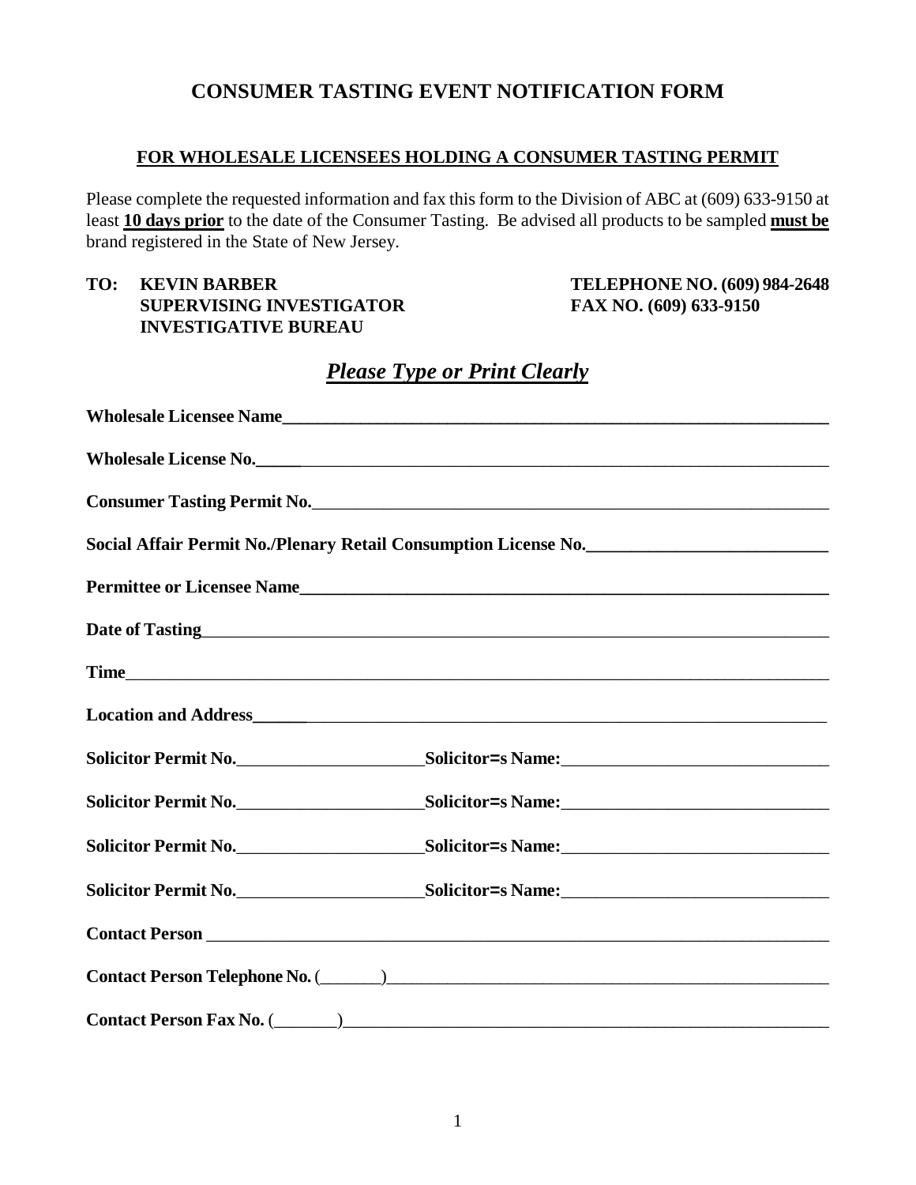# CONSUMER TASTING EVENT NOTIFICATION FORM

## FOR WHOLESALE LICENSEES HOLDING A CONSUMER TASTING PERMIT

Please complete the requested information and fax this form to the Division of ABC at (609) 633-9150 at least **10 days prior** to the date of the Consumer Tasting. Be advised all products to be sampled **must be** brand registered in the State of New Jersey.

**TO: KEVIN BARBER**
**SUPERVISING INVESTIGATOR**
**INVESTIGATIVE BUREAU**

**TELEPHONE NO. (609) 984-2648**
**FAX NO. (609) 633-9150**

***Please Type or Print Clearly***

**Wholesale Licensee Name**___________________________________________

**Wholesale License No.**___________________________________________

**Consumer Tasting Permit No.**___________________________________________

**Social Affair Permit No./Plenary Retail Consumption License No.**___________________________

**Permittee or Licensee Name**___________________________________________

**Date of Tasting**___________________________________________

**Time**___________________________________________

**Location and Address**___________________________________________

**Solicitor Permit No.**_____________________ **Solicitor=s Name:**______________________________

**Solicitor Permit No.**_____________________ **Solicitor=s Name:**______________________________

**Solicitor Permit No.**_____________________ **Solicitor=s Name:**______________________________

**Solicitor Permit No.**_____________________ **Solicitor=s Name:**______________________________

**Contact Person** ___________________________________________

**Contact Person Telephone No.** (_______)___________________________________________

**Contact Person Fax No.** (_______)___________________________________________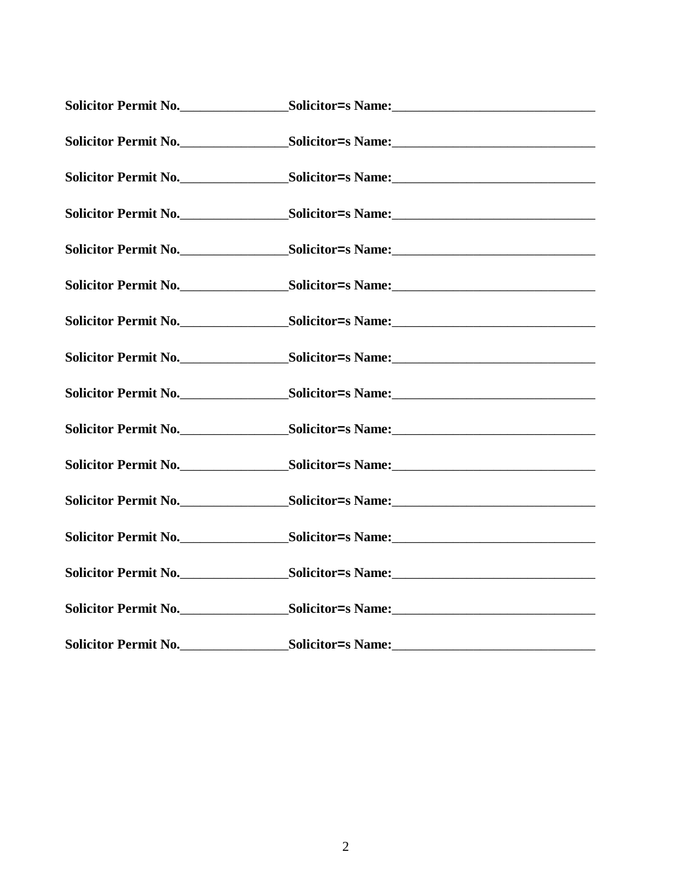**Solicitor Permit No.________________Solicitor=s Name:______________________________**

**Solicitor Permit No.________________Solicitor=s Name:______________________________**

**Solicitor Permit No.________________Solicitor=s Name:______________________________**

**Solicitor Permit No.________________Solicitor=s Name:______________________________**

**Solicitor Permit No.________________Solicitor=s Name:______________________________**

**Solicitor Permit No.________________Solicitor=s Name:______________________________**

**Solicitor Permit No.________________Solicitor=s Name:______________________________**

**Solicitor Permit No.________________Solicitor=s Name:______________________________**

**Solicitor Permit No.________________Solicitor=s Name:______________________________**

**Solicitor Permit No.________________Solicitor=s Name:______________________________**

**Solicitor Permit No.________________Solicitor=s Name:______________________________**

**Solicitor Permit No.________________Solicitor=s Name:______________________________**

**Solicitor Permit No.________________Solicitor=s Name:______________________________**

**Solicitor Permit No.________________Solicitor=s Name:______________________________**

**Solicitor Permit No.________________Solicitor=s Name:______________________________**

**Solicitor Permit No.________________Solicitor=s Name:______________________________**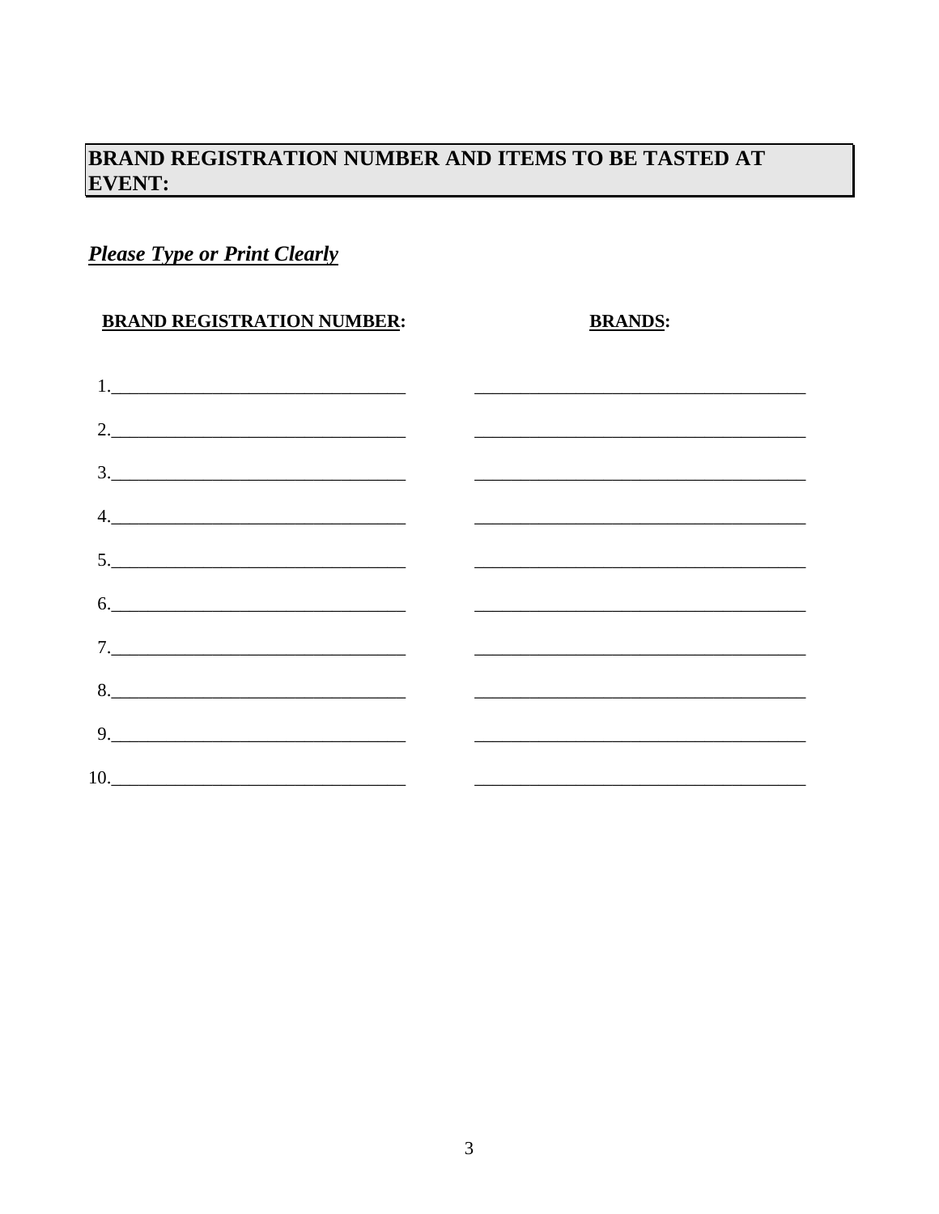## BRAND REGISTRATION NUMBER AND ITEMS TO BE TASTED AT EVENT:

***Please Type or Print Clearly***

| BRAND REGISTRATION NUMBER: | BRANDS: |
|---|---|
| 1.________________________________ | ____________________________________ |
| 2.________________________________ | ____________________________________ |
| 3.________________________________ | ____________________________________ |
| 4.________________________________ | ____________________________________ |
| 5.________________________________ | ____________________________________ |
| 6.________________________________ | ____________________________________ |
| 7.________________________________ | ____________________________________ |
| 8.________________________________ | ____________________________________ |
| 9.________________________________ | ____________________________________ |
| 10.________________________________ | ____________________________________ |